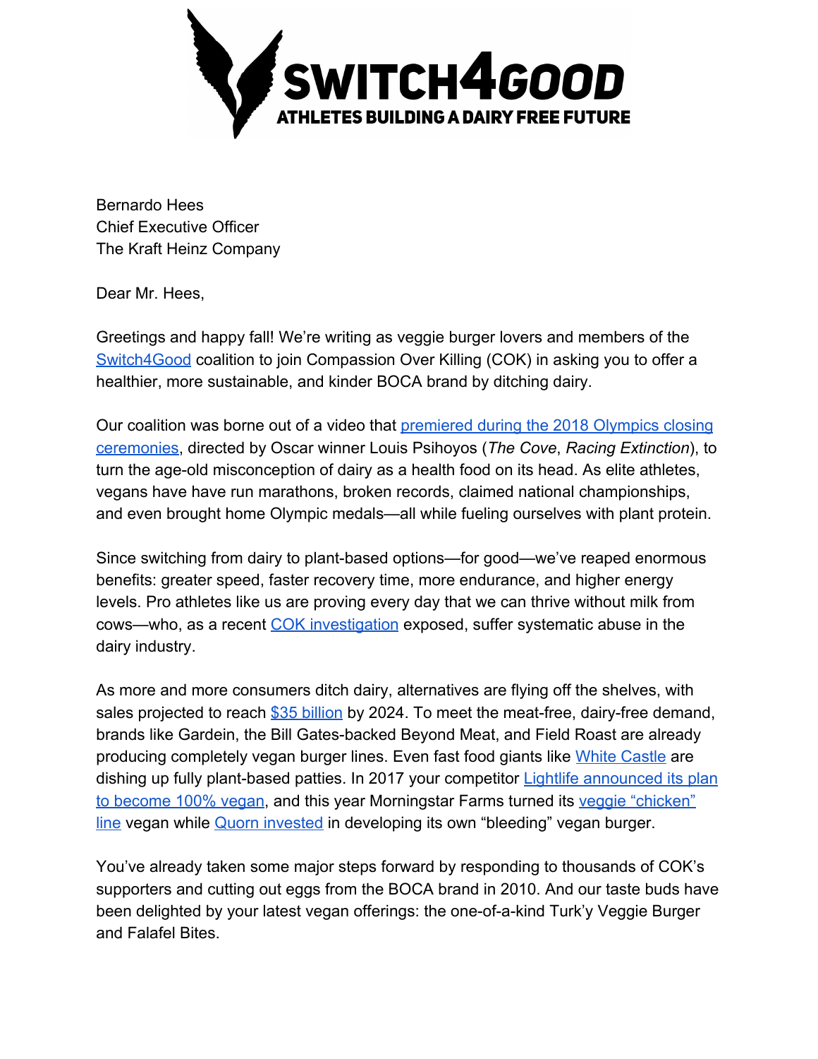SWITCH4GOOD
ATHLETES BUILDING A DAIRY FREE FUTURE

Bernardo Hees
Chief Executive Officer
The Kraft Heinz Company

Dear Mr. Hees,

Greetings and happy fall! We're writing as veggie burger lovers and members of the Switch4Good coalition to join Compassion Over Killing (COK) in asking you to offer a healthier, more sustainable, and kinder BOCA brand by ditching dairy.

Our coalition was borne out of a video that premiered during the 2018 Olympics closing ceremonies, directed by Oscar winner Louis Psihoyos (*The Cove*, *Racing Extinction*), to turn the age-old misconception of dairy as a health food on its head. As elite athletes, vegans have have run marathons, broken records, claimed national championships, and even brought home Olympic medals—all while fueling ourselves with plant protein.

Since switching from dairy to plant-based options—for good—we've reaped enormous benefits: greater speed, faster recovery time, more endurance, and higher energy levels. Pro athletes like us are proving every day that we can thrive without milk from cows—who, as a recent COK investigation exposed, suffer systematic abuse in the dairy industry.

As more and more consumers ditch dairy, alternatives are flying off the shelves, with sales projected to reach $35 billion by 2024. To meet the meat-free, dairy-free demand, brands like Gardein, the Bill Gates-backed Beyond Meat, and Field Roast are already producing completely vegan burger lines. Even fast food giants like White Castle are dishing up fully plant-based patties. In 2017 your competitor Lightlife announced its plan to become 100% vegan, and this year Morningstar Farms turned its veggie "chicken" line vegan while Quorn invested in developing its own "bleeding" vegan burger.

You've already taken some major steps forward by responding to thousands of COK's supporters and cutting out eggs from the BOCA brand in 2010. And our taste buds have been delighted by your latest vegan offerings: the one-of-a-kind Turk'y Veggie Burger and Falafel Bites.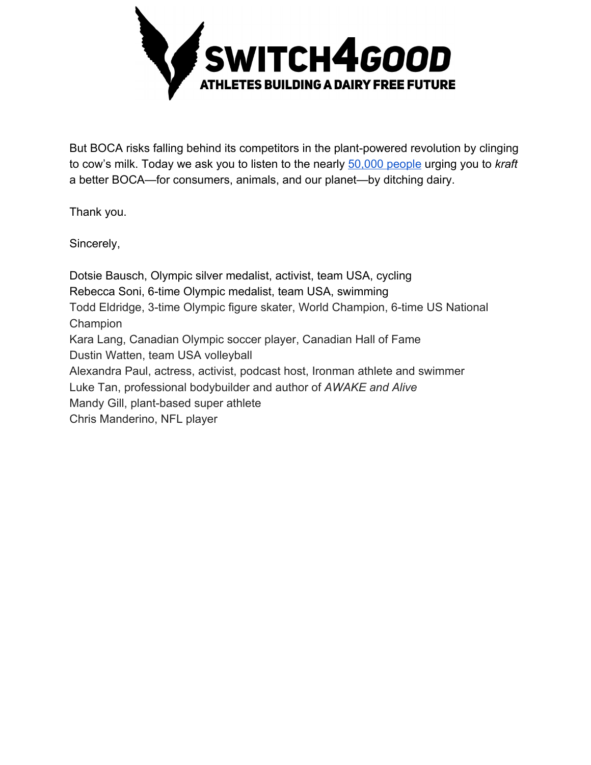SWITCH4GOOD
ATHLETES BUILDING A DAIRY FREE FUTURE

But BOCA risks falling behind its competitors in the plant-powered revolution by clinging to cow's milk. Today we ask you to listen to the nearly [50,000 people] urging you to *kraft* a better BOCA—for consumers, animals, and our planet—by ditching dairy.

Thank you.

Sincerely,

Dotsie Bausch, Olympic silver medalist, activist, team USA, cycling
Rebecca Soni, 6-time Olympic medalist, team USA, swimming
Todd Eldridge, 3-time Olympic figure skater, World Champion, 6-time US National Champion
Kara Lang, Canadian Olympic soccer player, Canadian Hall of Fame
Dustin Watten, team USA volleyball
Alexandra Paul, actress, activist, podcast host, Ironman athlete and swimmer
Luke Tan, professional bodybuilder and author of *AWAKE and Alive*
Mandy Gill, plant-based super athlete
Chris Manderino, NFL player